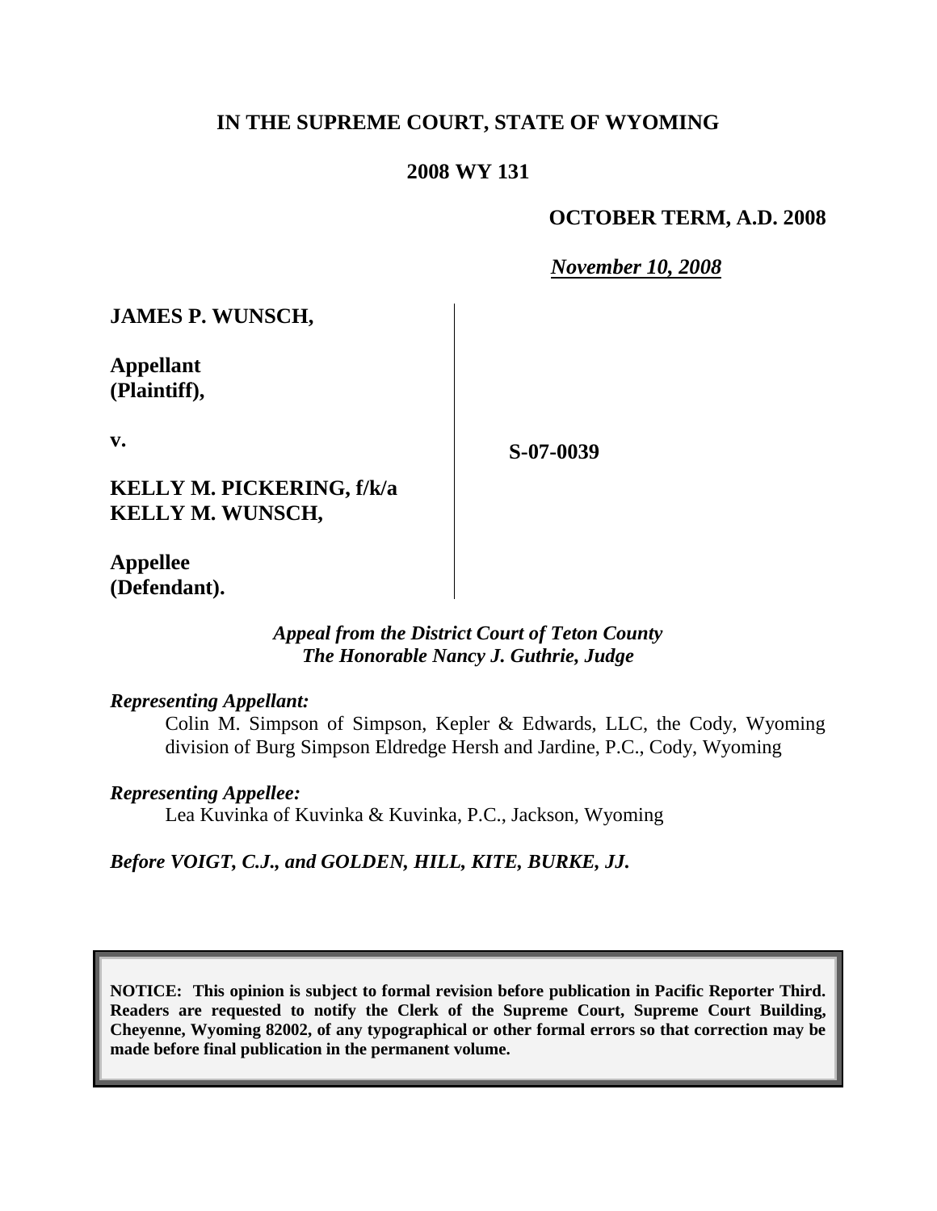**IN THE SUPREME COURT, STATE OF WYOMING**

**2008 WY 131**

**OCTOBER TERM, A.D. 2008**

***November 10, 2008***

**JAMES P. WUNSCH,**

**Appellant (Plaintiff),**

**v.**

**KELLY M. PICKERING, f/k/a KELLY M. WUNSCH,**

**Appellee (Defendant).**

**S-07-0039**

***Appeal from the District Court of Teton County***
***The Honorable Nancy J. Guthrie, Judge***

***Representing Appellant:***

Colin M. Simpson of Simpson, Kepler & Edwards, LLC, the Cody, Wyoming division of Burg Simpson Eldredge Hersh and Jardine, P.C., Cody, Wyoming

***Representing Appellee:***

Lea Kuvinka of Kuvinka & Kuvinka, P.C., Jackson, Wyoming

***Before VOIGT, C.J., and GOLDEN, HILL, KITE, BURKE, JJ.***

**NOTICE: This opinion is subject to formal revision before publication in Pacific Reporter Third. Readers are requested to notify the Clerk of the Supreme Court, Supreme Court Building, Cheyenne, Wyoming 82002, of any typographical or other formal errors so that correction may be made before final publication in the permanent volume.**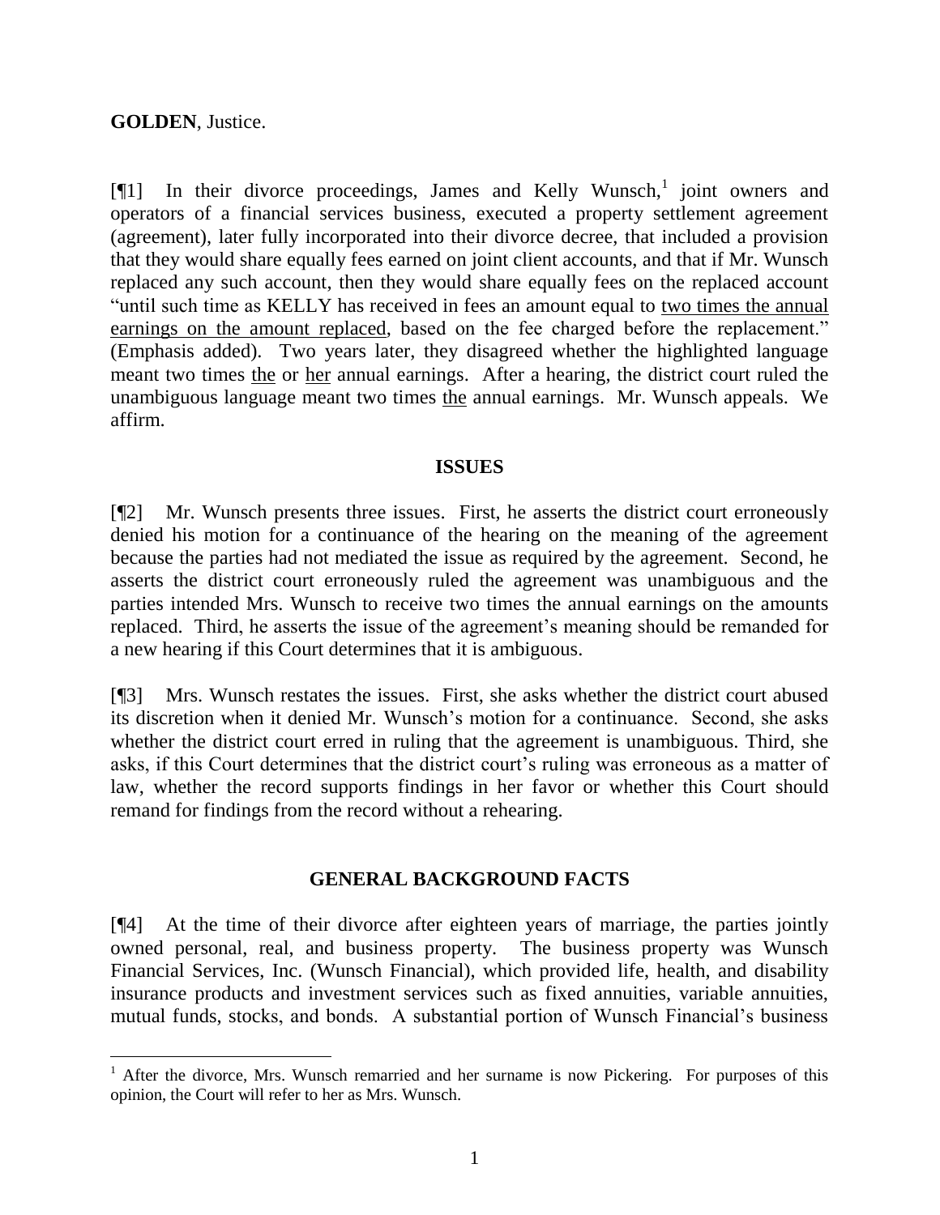**GOLDEN**, Justice.

[¶1] In their divorce proceedings, James and Kelly Wunsch,[1] joint owners and operators of a financial services business, executed a property settlement agreement (agreement), later fully incorporated into their divorce decree, that included a provision that they would share equally fees earned on joint client accounts, and that if Mr. Wunsch replaced any such account, then they would share equally fees on the replaced account "until such time as KELLY has received in fees an amount equal to <u>two times the annual earnings on the amount replaced</u>, based on the fee charged before the replacement." (Emphasis added). Two years later, they disagreed whether the highlighted language meant two times <u>the</u> or <u>her</u> annual earnings. After a hearing, the district court ruled the unambiguous language meant two times <u>the</u> annual earnings. Mr. Wunsch appeals. We affirm.

## ISSUES

[¶2] Mr. Wunsch presents three issues. First, he asserts the district court erroneously denied his motion for a continuance of the hearing on the meaning of the agreement because the parties had not mediated the issue as required by the agreement. Second, he asserts the district court erroneously ruled the agreement was unambiguous and the parties intended Mrs. Wunsch to receive two times the annual earnings on the amounts replaced. Third, he asserts the issue of the agreement's meaning should be remanded for a new hearing if this Court determines that it is ambiguous.

[¶3] Mrs. Wunsch restates the issues. First, she asks whether the district court abused its discretion when it denied Mr. Wunsch's motion for a continuance. Second, she asks whether the district court erred in ruling that the agreement is unambiguous. Third, she asks, if this Court determines that the district court's ruling was erroneous as a matter of law, whether the record supports findings in her favor or whether this Court should remand for findings from the record without a rehearing.

## GENERAL BACKGROUND FACTS

[¶4] At the time of their divorce after eighteen years of marriage, the parties jointly owned personal, real, and business property. The business property was Wunsch Financial Services, Inc. (Wunsch Financial), which provided life, health, and disability insurance products and investment services such as fixed annuities, variable annuities, mutual funds, stocks, and bonds. A substantial portion of Wunsch Financial's business

---

[1] After the divorce, Mrs. Wunsch remarried and her surname is now Pickering. For purposes of this opinion, the Court will refer to her as Mrs. Wunsch.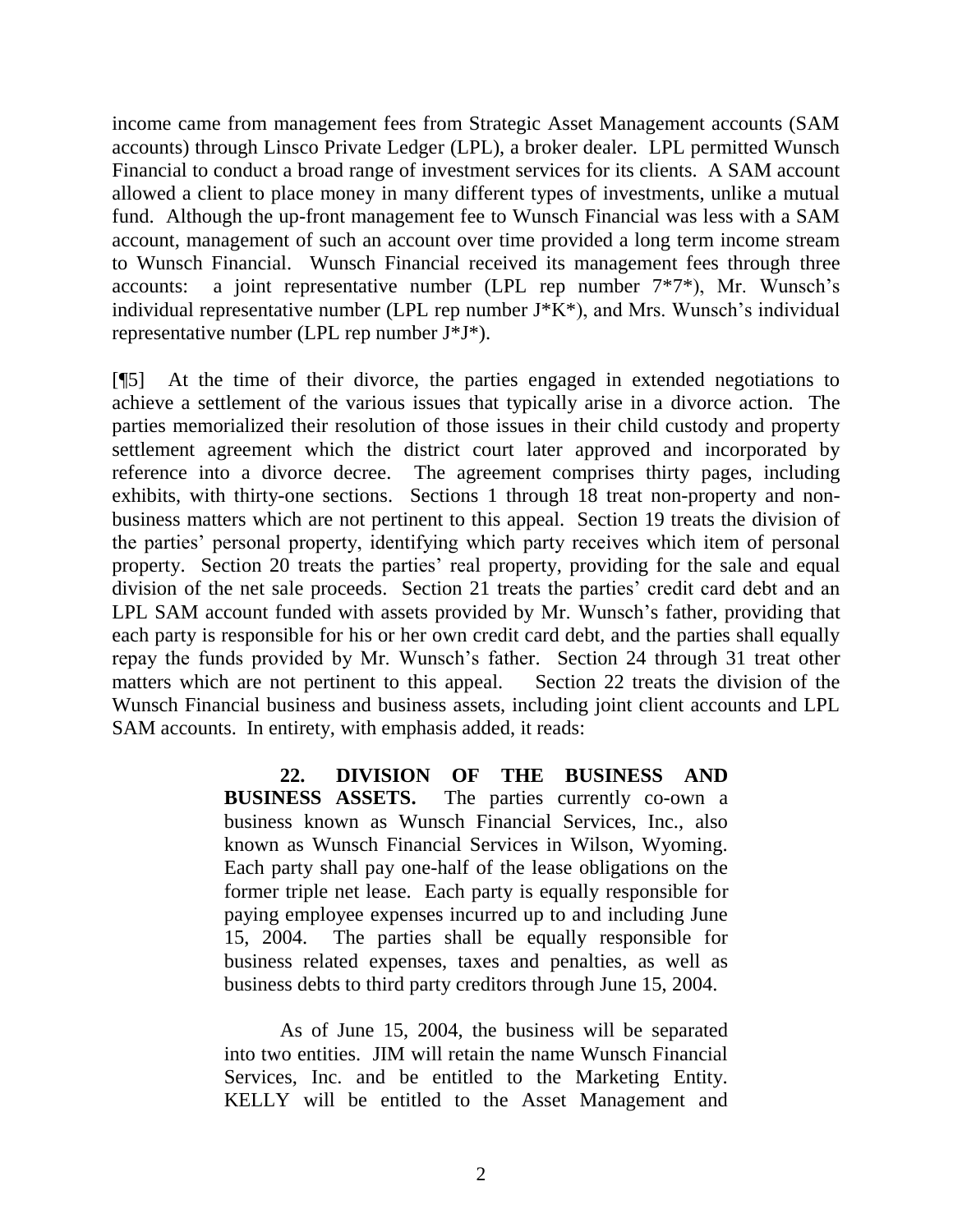income came from management fees from Strategic Asset Management accounts (SAM accounts) through Linsco Private Ledger (LPL), a broker dealer. LPL permitted Wunsch Financial to conduct a broad range of investment services for its clients. A SAM account allowed a client to place money in many different types of investments, unlike a mutual fund. Although the up-front management fee to Wunsch Financial was less with a SAM account, management of such an account over time provided a long term income stream to Wunsch Financial. Wunsch Financial received its management fees through three accounts: a joint representative number (LPL rep number 7*7*), Mr. Wunsch's individual representative number (LPL rep number J*K*), and Mrs. Wunsch's individual representative number (LPL rep number J*J*).

[¶5] At the time of their divorce, the parties engaged in extended negotiations to achieve a settlement of the various issues that typically arise in a divorce action. The parties memorialized their resolution of those issues in their child custody and property settlement agreement which the district court later approved and incorporated by reference into a divorce decree. The agreement comprises thirty pages, including exhibits, with thirty-one sections. Sections 1 through 18 treat non-property and non-business matters which are not pertinent to this appeal. Section 19 treats the division of the parties' personal property, identifying which party receives which item of personal property. Section 20 treats the parties' real property, providing for the sale and equal division of the net sale proceeds. Section 21 treats the parties' credit card debt and an LPL SAM account funded with assets provided by Mr. Wunsch's father, providing that each party is responsible for his or her own credit card debt, and the parties shall equally repay the funds provided by Mr. Wunsch's father. Section 24 through 31 treat other matters which are not pertinent to this appeal. Section 22 treats the division of the Wunsch Financial business and business assets, including joint client accounts and LPL SAM accounts. In entirety, with emphasis added, it reads:

> **22. DIVISION OF THE BUSINESS AND BUSINESS ASSETS.** The parties currently co-own a business known as Wunsch Financial Services, Inc., also known as Wunsch Financial Services in Wilson, Wyoming. Each party shall pay one-half of the lease obligations on the former triple net lease. Each party is equally responsible for paying employee expenses incurred up to and including June 15, 2004. The parties shall be equally responsible for business related expenses, taxes and penalties, as well as business debts to third party creditors through June 15, 2004.
>
> As of June 15, 2004, the business will be separated into two entities. JIM will retain the name Wunsch Financial Services, Inc. and be entitled to the Marketing Entity. KELLY will be entitled to the Asset Management and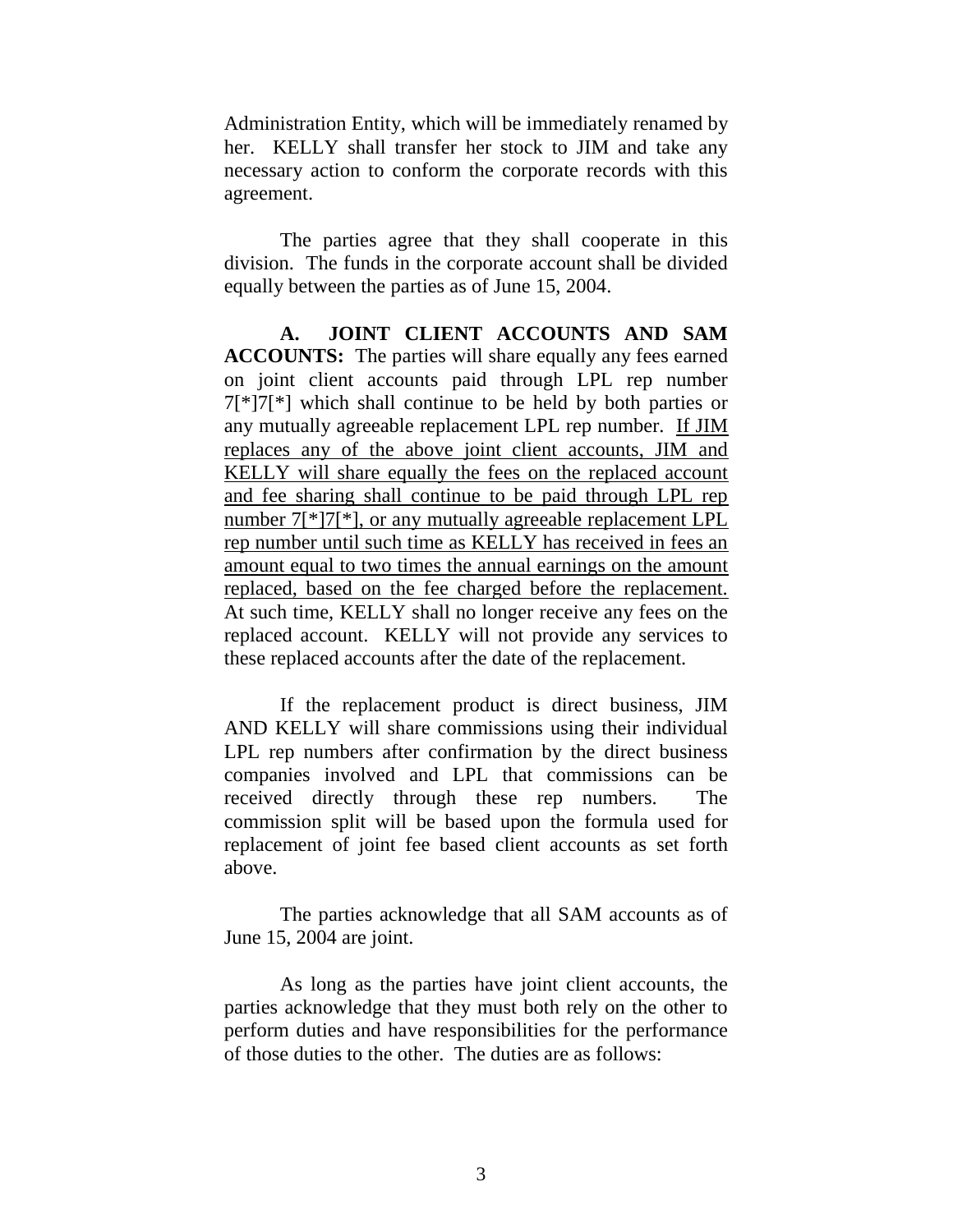Administration Entity, which will be immediately renamed by her. KELLY shall transfer her stock to JIM and take any necessary action to conform the corporate records with this agreement.

The parties agree that they shall cooperate in this division. The funds in the corporate account shall be divided equally between the parties as of June 15, 2004.

**A. JOINT CLIENT ACCOUNTS AND SAM ACCOUNTS:** The parties will share equally any fees earned on joint client accounts paid through LPL rep number 7[*]7[*] which shall continue to be held by both parties or any mutually agreeable replacement LPL rep number. <u>If JIM replaces any of the above joint client accounts, JIM and KELLY will share equally the fees on the replaced account and fee sharing shall continue to be paid through LPL rep number 7[*]7[*], or any mutually agreeable replacement LPL rep number until such time as KELLY has received in fees an amount equal to two times the annual earnings on the amount replaced, based on the fee charged before the replacement.</u> At such time, KELLY shall no longer receive any fees on the replaced account. KELLY will not provide any services to these replaced accounts after the date of the replacement.

If the replacement product is direct business, JIM AND KELLY will share commissions using their individual LPL rep numbers after confirmation by the direct business companies involved and LPL that commissions can be received directly through these rep numbers. The commission split will be based upon the formula used for replacement of joint fee based client accounts as set forth above.

The parties acknowledge that all SAM accounts as of June 15, 2004 are joint.

As long as the parties have joint client accounts, the parties acknowledge that they must both rely on the other to perform duties and have responsibilities for the performance of those duties to the other. The duties are as follows: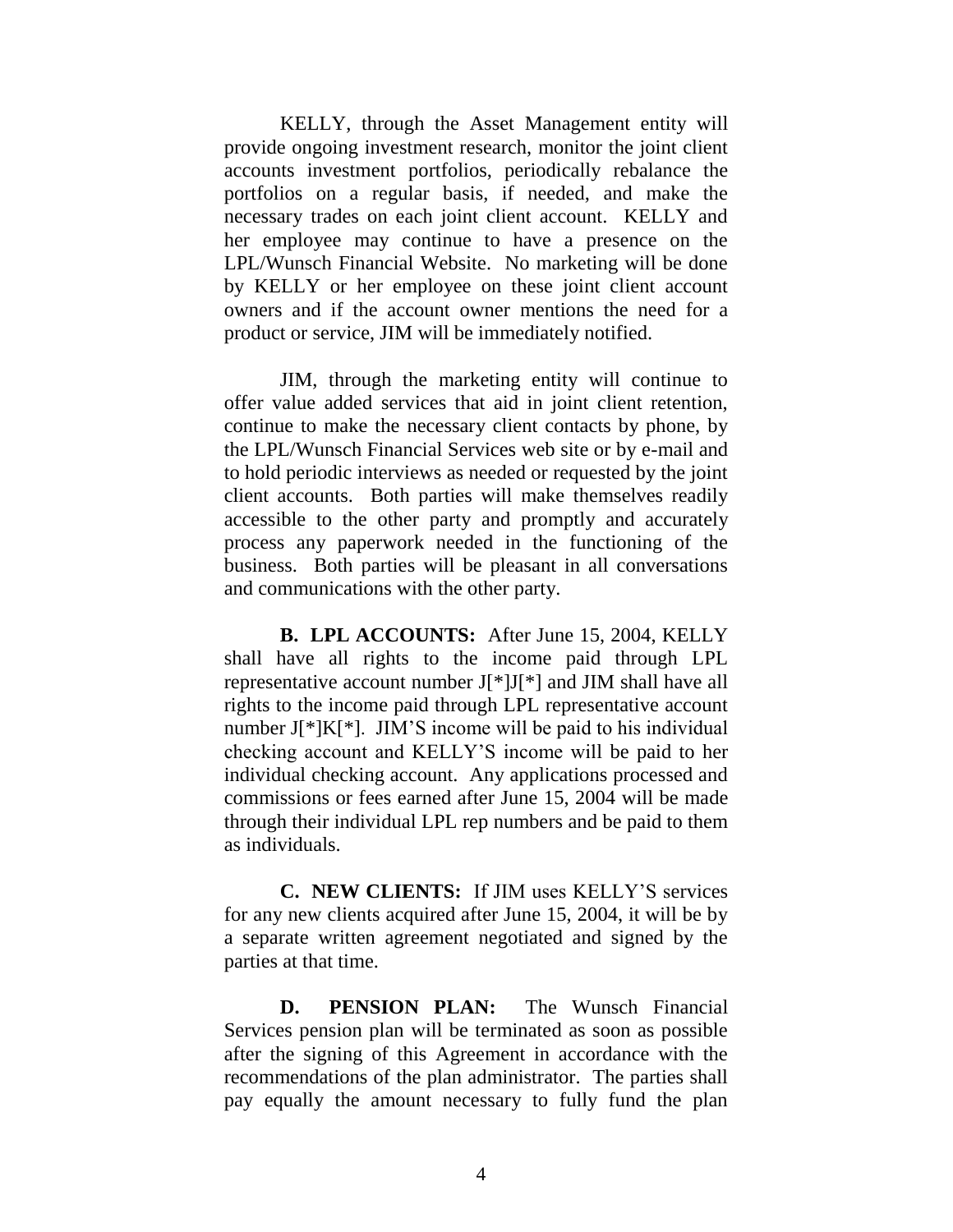KELLY, through the Asset Management entity will provide ongoing investment research, monitor the joint client accounts investment portfolios, periodically rebalance the portfolios on a regular basis, if needed, and make the necessary trades on each joint client account. KELLY and her employee may continue to have a presence on the LPL/Wunsch Financial Website. No marketing will be done by KELLY or her employee on these joint client account owners and if the account owner mentions the need for a product or service, JIM will be immediately notified.

JIM, through the marketing entity will continue to offer value added services that aid in joint client retention, continue to make the necessary client contacts by phone, by the LPL/Wunsch Financial Services web site or by e-mail and to hold periodic interviews as needed or requested by the joint client accounts. Both parties will make themselves readily accessible to the other party and promptly and accurately process any paperwork needed in the functioning of the business. Both parties will be pleasant in all conversations and communications with the other party.

**B. LPL ACCOUNTS:** After June 15, 2004, KELLY shall have all rights to the income paid through LPL representative account number J[*]J[*] and JIM shall have all rights to the income paid through LPL representative account number J[*]K[*]. JIM'S income will be paid to his individual checking account and KELLY'S income will be paid to her individual checking account. Any applications processed and commissions or fees earned after June 15, 2004 will be made through their individual LPL rep numbers and be paid to them as individuals.

**C. NEW CLIENTS:** If JIM uses KELLY'S services for any new clients acquired after June 15, 2004, it will be by a separate written agreement negotiated and signed by the parties at that time.

**D. PENSION PLAN:** The Wunsch Financial Services pension plan will be terminated as soon as possible after the signing of this Agreement in accordance with the recommendations of the plan administrator. The parties shall pay equally the amount necessary to fully fund the plan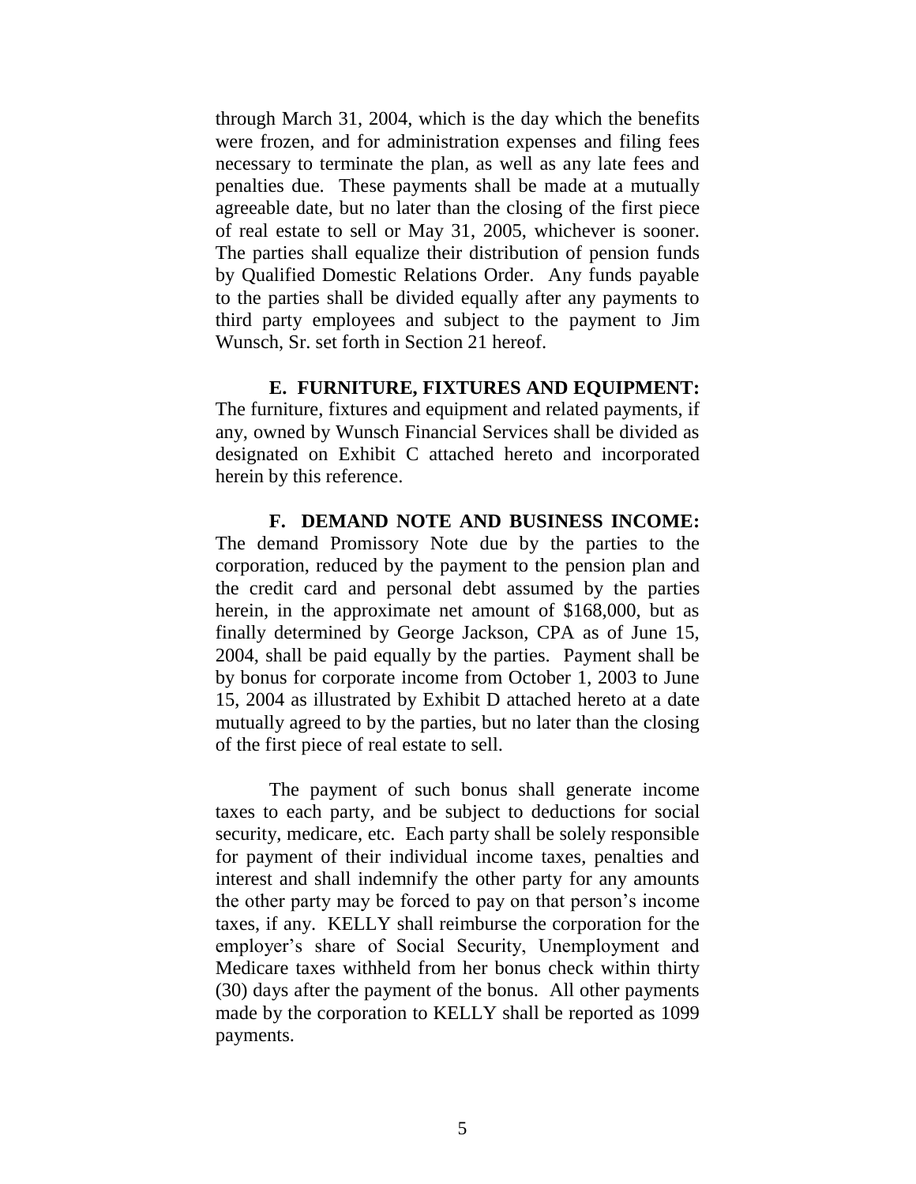through March 31, 2004, which is the day which the benefits were frozen, and for administration expenses and filing fees necessary to terminate the plan, as well as any late fees and penalties due. These payments shall be made at a mutually agreeable date, but no later than the closing of the first piece of real estate to sell or May 31, 2005, whichever is sooner. The parties shall equalize their distribution of pension funds by Qualified Domestic Relations Order. Any funds payable to the parties shall be divided equally after any payments to third party employees and subject to the payment to Jim Wunsch, Sr. set forth in Section 21 hereof.

**E. FURNITURE, FIXTURES AND EQUIPMENT:** The furniture, fixtures and equipment and related payments, if any, owned by Wunsch Financial Services shall be divided as designated on Exhibit C attached hereto and incorporated herein by this reference.

**F. DEMAND NOTE AND BUSINESS INCOME:** The demand Promissory Note due by the parties to the corporation, reduced by the payment to the pension plan and the credit card and personal debt assumed by the parties herein, in the approximate net amount of $168,000, but as finally determined by George Jackson, CPA as of June 15, 2004, shall be paid equally by the parties. Payment shall be by bonus for corporate income from October 1, 2003 to June 15, 2004 as illustrated by Exhibit D attached hereto at a date mutually agreed to by the parties, but no later than the closing of the first piece of real estate to sell.

The payment of such bonus shall generate income taxes to each party, and be subject to deductions for social security, medicare, etc. Each party shall be solely responsible for payment of their individual income taxes, penalties and interest and shall indemnify the other party for any amounts the other party may be forced to pay on that person's income taxes, if any. KELLY shall reimburse the corporation for the employer's share of Social Security, Unemployment and Medicare taxes withheld from her bonus check within thirty (30) days after the payment of the bonus. All other payments made by the corporation to KELLY shall be reported as 1099 payments.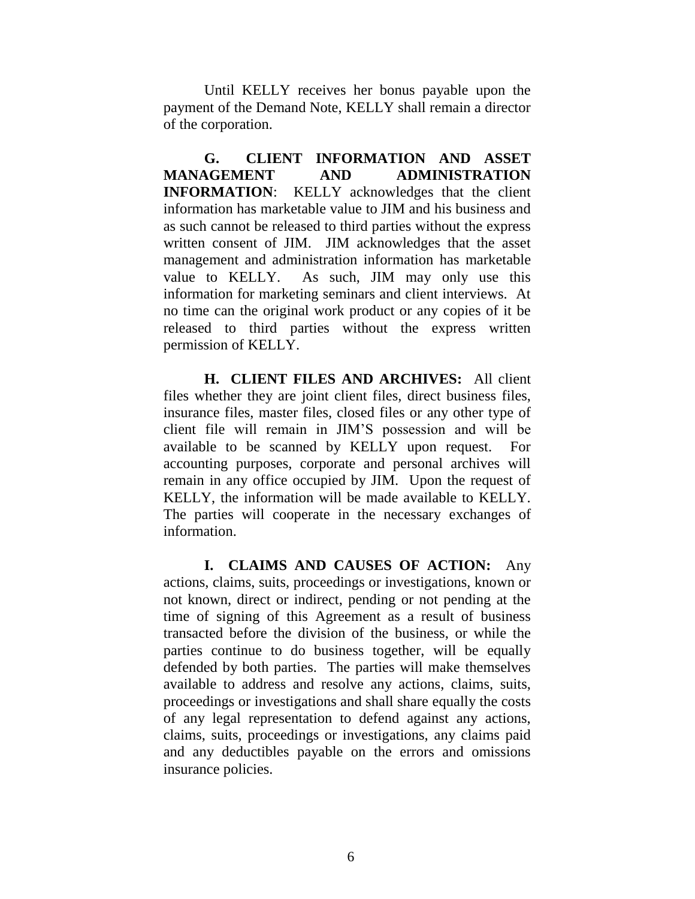Until KELLY receives her bonus payable upon the payment of the Demand Note, KELLY shall remain a director of the corporation.

**G. CLIENT INFORMATION AND ASSET MANAGEMENT AND ADMINISTRATION INFORMATION**: KELLY acknowledges that the client information has marketable value to JIM and his business and as such cannot be released to third parties without the express written consent of JIM. JIM acknowledges that the asset management and administration information has marketable value to KELLY. As such, JIM may only use this information for marketing seminars and client interviews. At no time can the original work product or any copies of it be released to third parties without the express written permission of KELLY.

**H. CLIENT FILES AND ARCHIVES:** All client files whether they are joint client files, direct business files, insurance files, master files, closed files or any other type of client file will remain in JIM'S possession and will be available to be scanned by KELLY upon request. For accounting purposes, corporate and personal archives will remain in any office occupied by JIM. Upon the request of KELLY, the information will be made available to KELLY. The parties will cooperate in the necessary exchanges of information.

**I. CLAIMS AND CAUSES OF ACTION:** Any actions, claims, suits, proceedings or investigations, known or not known, direct or indirect, pending or not pending at the time of signing of this Agreement as a result of business transacted before the division of the business, or while the parties continue to do business together, will be equally defended by both parties. The parties will make themselves available to address and resolve any actions, claims, suits, proceedings or investigations and shall share equally the costs of any legal representation to defend against any actions, claims, suits, proceedings or investigations, any claims paid and any deductibles payable on the errors and omissions insurance policies.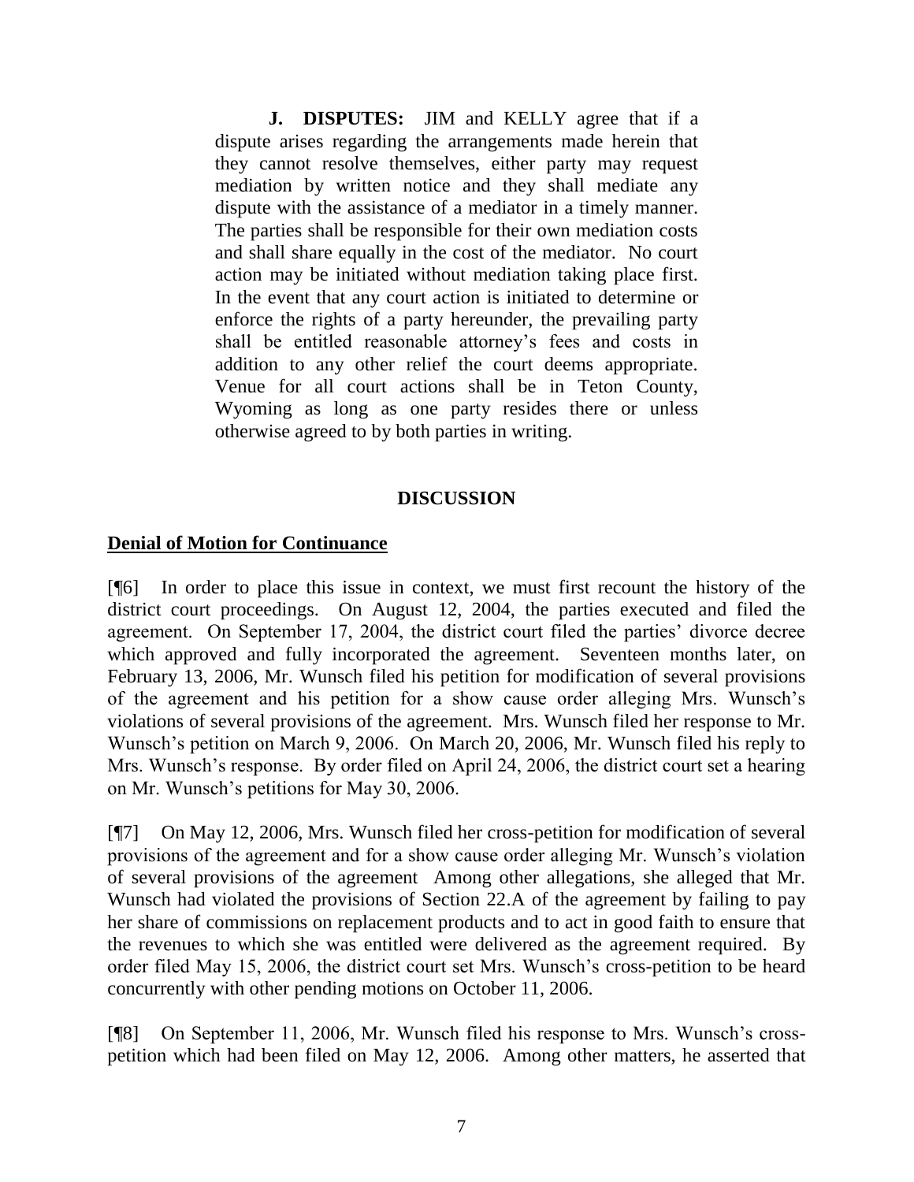**J. DISPUTES:** JIM and KELLY agree that if a dispute arises regarding the arrangements made herein that they cannot resolve themselves, either party may request mediation by written notice and they shall mediate any dispute with the assistance of a mediator in a timely manner. The parties shall be responsible for their own mediation costs and shall share equally in the cost of the mediator. No court action may be initiated without mediation taking place first. In the event that any court action is initiated to determine or enforce the rights of a party hereunder, the prevailing party shall be entitled reasonable attorney's fees and costs in addition to any other relief the court deems appropriate. Venue for all court actions shall be in Teton County, Wyoming as long as one party resides there or unless otherwise agreed to by both parties in writing.

## DISCUSSION

**Denial of Motion for Continuance**

[¶6] In order to place this issue in context, we must first recount the history of the district court proceedings. On August 12, 2004, the parties executed and filed the agreement. On September 17, 2004, the district court filed the parties' divorce decree which approved and fully incorporated the agreement. Seventeen months later, on February 13, 2006, Mr. Wunsch filed his petition for modification of several provisions of the agreement and his petition for a show cause order alleging Mrs. Wunsch's violations of several provisions of the agreement. Mrs. Wunsch filed her response to Mr. Wunsch's petition on March 9, 2006. On March 20, 2006, Mr. Wunsch filed his reply to Mrs. Wunsch's response. By order filed on April 24, 2006, the district court set a hearing on Mr. Wunsch's petitions for May 30, 2006.

[¶7] On May 12, 2006, Mrs. Wunsch filed her cross-petition for modification of several provisions of the agreement and for a show cause order alleging Mr. Wunsch's violation of several provisions of the agreement Among other allegations, she alleged that Mr. Wunsch had violated the provisions of Section 22.A of the agreement by failing to pay her share of commissions on replacement products and to act in good faith to ensure that the revenues to which she was entitled were delivered as the agreement required. By order filed May 15, 2006, the district court set Mrs. Wunsch's cross-petition to be heard concurrently with other pending motions on October 11, 2006.

[¶8] On September 11, 2006, Mr. Wunsch filed his response to Mrs. Wunsch's cross-petition which had been filed on May 12, 2006. Among other matters, he asserted that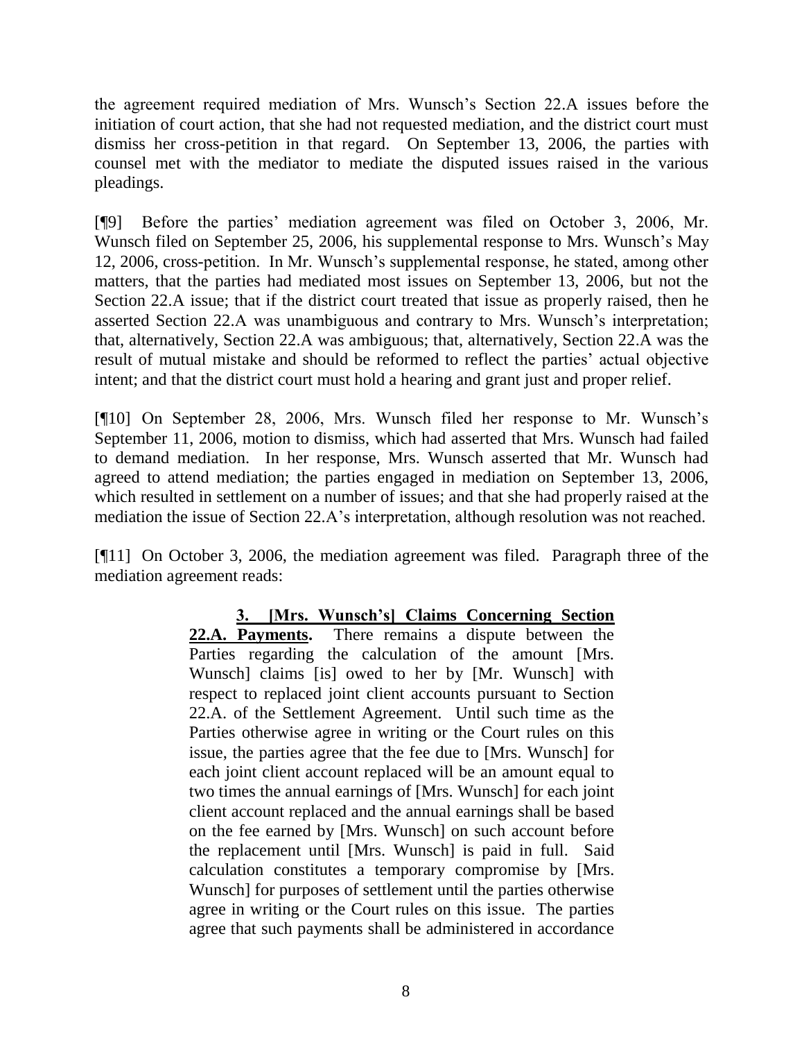the agreement required mediation of Mrs. Wunsch's Section 22.A issues before the initiation of court action, that she had not requested mediation, and the district court must dismiss her cross-petition in that regard. On September 13, 2006, the parties with counsel met with the mediator to mediate the disputed issues raised in the various pleadings.

[¶9] Before the parties' mediation agreement was filed on October 3, 2006, Mr. Wunsch filed on September 25, 2006, his supplemental response to Mrs. Wunsch's May 12, 2006, cross-petition. In Mr. Wunsch's supplemental response, he stated, among other matters, that the parties had mediated most issues on September 13, 2006, but not the Section 22.A issue; that if the district court treated that issue as properly raised, then he asserted Section 22.A was unambiguous and contrary to Mrs. Wunsch's interpretation; that, alternatively, Section 22.A was ambiguous; that, alternatively, Section 22.A was the result of mutual mistake and should be reformed to reflect the parties' actual objective intent; and that the district court must hold a hearing and grant just and proper relief.

[¶10] On September 28, 2006, Mrs. Wunsch filed her response to Mr. Wunsch's September 11, 2006, motion to dismiss, which had asserted that Mrs. Wunsch had failed to demand mediation. In her response, Mrs. Wunsch asserted that Mr. Wunsch had agreed to attend mediation; the parties engaged in mediation on September 13, 2006, which resulted in settlement on a number of issues; and that she had properly raised at the mediation the issue of Section 22.A's interpretation, although resolution was not reached.

[¶11] On October 3, 2006, the mediation agreement was filed. Paragraph three of the mediation agreement reads:

> **3. [Mrs. Wunsch's] Claims Concerning Section 22.A. Payments.** There remains a dispute between the Parties regarding the calculation of the amount [Mrs. Wunsch] claims [is] owed to her by [Mr. Wunsch] with respect to replaced joint client accounts pursuant to Section 22.A. of the Settlement Agreement. Until such time as the Parties otherwise agree in writing or the Court rules on this issue, the parties agree that the fee due to [Mrs. Wunsch] for each joint client account replaced will be an amount equal to two times the annual earnings of [Mrs. Wunsch] for each joint client account replaced and the annual earnings shall be based on the fee earned by [Mrs. Wunsch] on such account before the replacement until [Mrs. Wunsch] is paid in full. Said calculation constitutes a temporary compromise by [Mrs. Wunsch] for purposes of settlement until the parties otherwise agree in writing or the Court rules on this issue. The parties agree that such payments shall be administered in accordance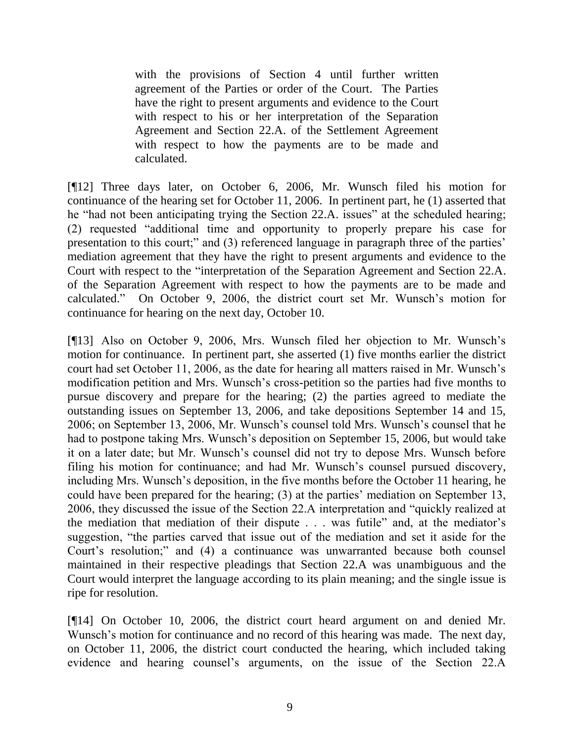> with the provisions of Section 4 until further written agreement of the Parties or order of the Court. The Parties have the right to present arguments and evidence to the Court with respect to his or her interpretation of the Separation Agreement and Section 22.A. of the Settlement Agreement with respect to how the payments are to be made and calculated.

[¶12] Three days later, on October 6, 2006, Mr. Wunsch filed his motion for continuance of the hearing set for October 11, 2006. In pertinent part, he (1) asserted that he "had not been anticipating trying the Section 22.A. issues" at the scheduled hearing; (2) requested "additional time and opportunity to properly prepare his case for presentation to this court;" and (3) referenced language in paragraph three of the parties' mediation agreement that they have the right to present arguments and evidence to the Court with respect to the "interpretation of the Separation Agreement and Section 22.A. of the Separation Agreement with respect to how the payments are to be made and calculated." On October 9, 2006, the district court set Mr. Wunsch's motion for continuance for hearing on the next day, October 10.

[¶13] Also on October 9, 2006, Mrs. Wunsch filed her objection to Mr. Wunsch's motion for continuance. In pertinent part, she asserted (1) five months earlier the district court had set October 11, 2006, as the date for hearing all matters raised in Mr. Wunsch's modification petition and Mrs. Wunsch's cross-petition so the parties had five months to pursue discovery and prepare for the hearing; (2) the parties agreed to mediate the outstanding issues on September 13, 2006, and take depositions September 14 and 15, 2006; on September 13, 2006, Mr. Wunsch's counsel told Mrs. Wunsch's counsel that he had to postpone taking Mrs. Wunsch's deposition on September 15, 2006, but would take it on a later date; but Mr. Wunsch's counsel did not try to depose Mrs. Wunsch before filing his motion for continuance; and had Mr. Wunsch's counsel pursued discovery, including Mrs. Wunsch's deposition, in the five months before the October 11 hearing, he could have been prepared for the hearing; (3) at the parties' mediation on September 13, 2006, they discussed the issue of the Section 22.A interpretation and "quickly realized at the mediation that mediation of their dispute . . . was futile" and, at the mediator's suggestion, "the parties carved that issue out of the mediation and set it aside for the Court's resolution;" and (4) a continuance was unwarranted because both counsel maintained in their respective pleadings that Section 22.A was unambiguous and the Court would interpret the language according to its plain meaning; and the single issue is ripe for resolution.

[¶14] On October 10, 2006, the district court heard argument on and denied Mr. Wunsch's motion for continuance and no record of this hearing was made. The next day, on October 11, 2006, the district court conducted the hearing, which included taking evidence and hearing counsel's arguments, on the issue of the Section 22.A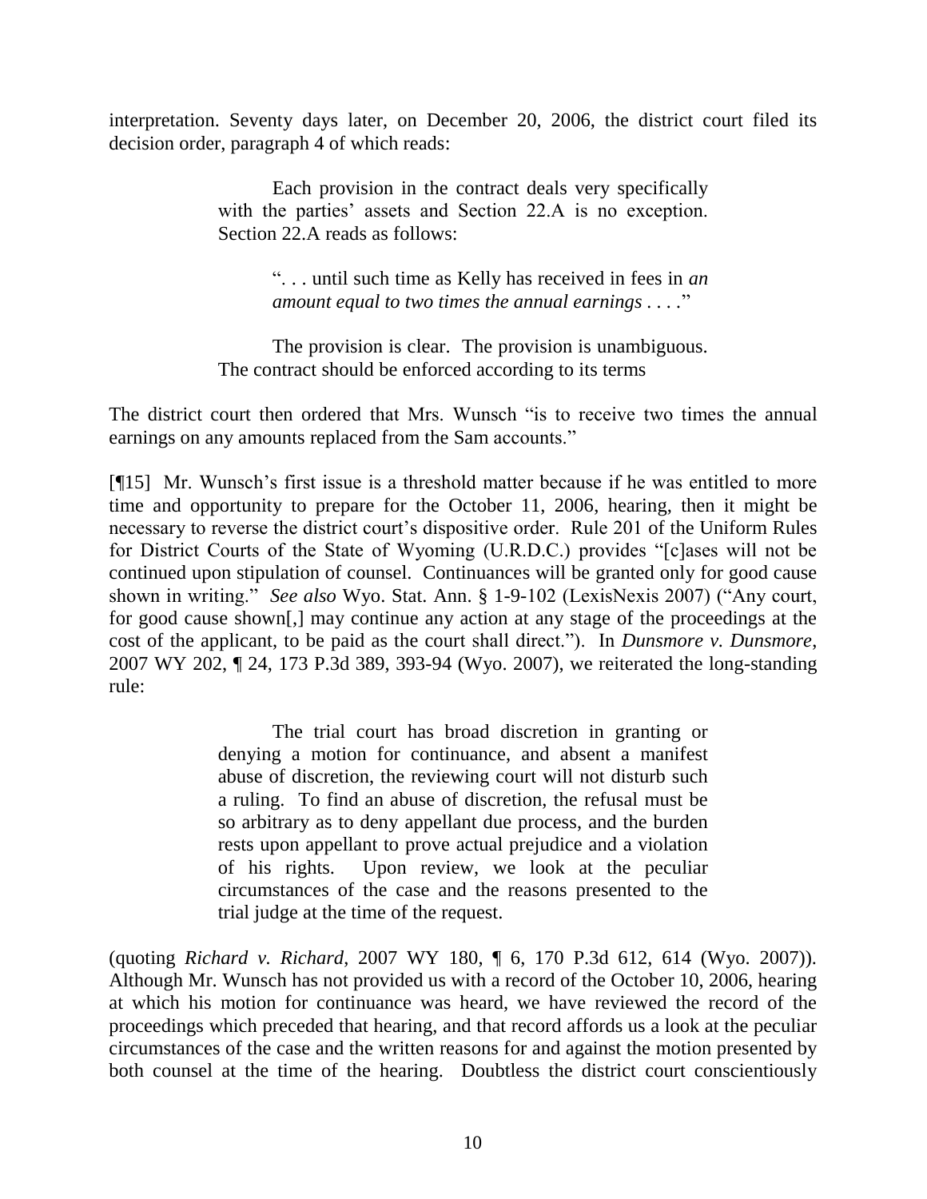interpretation. Seventy days later, on December 20, 2006, the district court filed its decision order, paragraph 4 of which reads:

> Each provision in the contract deals very specifically with the parties' assets and Section 22.A is no exception. Section 22.A reads as follows:
>
> > ". . . until such time as Kelly has received in fees in *an amount equal to two times the annual earnings* . . . ."
>
> The provision is clear. The provision is unambiguous. The contract should be enforced according to its terms

The district court then ordered that Mrs. Wunsch "is to receive two times the annual earnings on any amounts replaced from the Sam accounts."

[¶15] Mr. Wunsch's first issue is a threshold matter because if he was entitled to more time and opportunity to prepare for the October 11, 2006, hearing, then it might be necessary to reverse the district court's dispositive order. Rule 201 of the Uniform Rules for District Courts of the State of Wyoming (U.R.D.C.) provides "[c]ases will not be continued upon stipulation of counsel. Continuances will be granted only for good cause shown in writing." *See also* Wyo. Stat. Ann. § 1-9-102 (LexisNexis 2007) ("Any court, for good cause shown[,] may continue any action at any stage of the proceedings at the cost of the applicant, to be paid as the court shall direct."). In *Dunsmore v. Dunsmore*, 2007 WY 202, ¶ 24, 173 P.3d 389, 393-94 (Wyo. 2007), we reiterated the long-standing rule:

> The trial court has broad discretion in granting or denying a motion for continuance, and absent a manifest abuse of discretion, the reviewing court will not disturb such a ruling. To find an abuse of discretion, the refusal must be so arbitrary as to deny appellant due process, and the burden rests upon appellant to prove actual prejudice and a violation of his rights. Upon review, we look at the peculiar circumstances of the case and the reasons presented to the trial judge at the time of the request.

(quoting *Richard v. Richard*, 2007 WY 180, ¶ 6, 170 P.3d 612, 614 (Wyo. 2007)). Although Mr. Wunsch has not provided us with a record of the October 10, 2006, hearing at which his motion for continuance was heard, we have reviewed the record of the proceedings which preceded that hearing, and that record affords us a look at the peculiar circumstances of the case and the written reasons for and against the motion presented by both counsel at the time of the hearing. Doubtless the district court conscientiously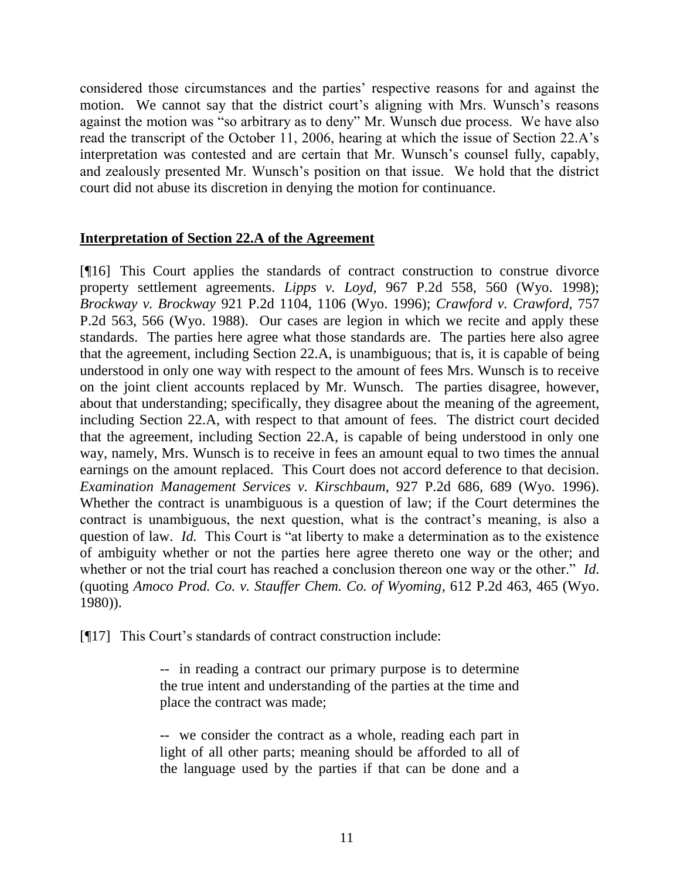considered those circumstances and the parties' respective reasons for and against the motion. We cannot say that the district court's aligning with Mrs. Wunsch's reasons against the motion was "so arbitrary as to deny" Mr. Wunsch due process. We have also read the transcript of the October 11, 2006, hearing at which the issue of Section 22.A's interpretation was contested and are certain that Mr. Wunsch's counsel fully, capably, and zealously presented Mr. Wunsch's position on that issue. We hold that the district court did not abuse its discretion in denying the motion for continuance.

**Interpretation of Section 22.A of the Agreement**

[¶16] This Court applies the standards of contract construction to construe divorce property settlement agreements. *Lipps v. Loyd*, 967 P.2d 558, 560 (Wyo. 1998); *Brockway v. Brockway* 921 P.2d 1104, 1106 (Wyo. 1996); *Crawford v. Crawford*, 757 P.2d 563, 566 (Wyo. 1988). Our cases are legion in which we recite and apply these standards. The parties here agree what those standards are. The parties here also agree that the agreement, including Section 22.A, is unambiguous; that is, it is capable of being understood in only one way with respect to the amount of fees Mrs. Wunsch is to receive on the joint client accounts replaced by Mr. Wunsch. The parties disagree, however, about that understanding; specifically, they disagree about the meaning of the agreement, including Section 22.A, with respect to that amount of fees. The district court decided that the agreement, including Section 22.A, is capable of being understood in only one way, namely, Mrs. Wunsch is to receive in fees an amount equal to two times the annual earnings on the amount replaced. This Court does not accord deference to that decision. *Examination Management Services v. Kirschbaum*, 927 P.2d 686, 689 (Wyo. 1996). Whether the contract is unambiguous is a question of law; if the Court determines the contract is unambiguous, the next question, what is the contract's meaning, is also a question of law. *Id.* This Court is "at liberty to make a determination as to the existence of ambiguity whether or not the parties here agree thereto one way or the other; and whether or not the trial court has reached a conclusion thereon one way or the other." *Id.* (quoting *Amoco Prod. Co. v. Stauffer Chem. Co. of Wyoming*, 612 P.2d 463, 465 (Wyo. 1980)).

[¶17] This Court's standards of contract construction include:

> -- in reading a contract our primary purpose is to determine the true intent and understanding of the parties at the time and place the contract was made;
>
> -- we consider the contract as a whole, reading each part in light of all other parts; meaning should be afforded to all of the language used by the parties if that can be done and a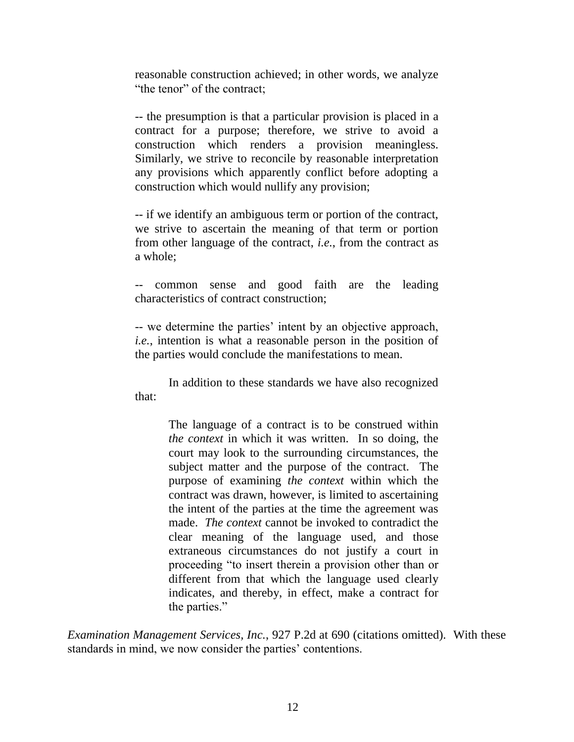reasonable construction achieved; in other words, we analyze "the tenor" of the contract;

-- the presumption is that a particular provision is placed in a contract for a purpose; therefore, we strive to avoid a construction which renders a provision meaningless. Similarly, we strive to reconcile by reasonable interpretation any provisions which apparently conflict before adopting a construction which would nullify any provision;

-- if we identify an ambiguous term or portion of the contract, we strive to ascertain the meaning of that term or portion from other language of the contract, *i.e.*, from the contract as a whole;

-- common sense and good faith are the leading characteristics of contract construction;

-- we determine the parties' intent by an objective approach, *i.e.*, intention is what a reasonable person in the position of the parties would conclude the manifestations to mean.

In addition to these standards we have also recognized that:

> The language of a contract is to be construed within *the context* in which it was written. In so doing, the court may look to the surrounding circumstances, the subject matter and the purpose of the contract. The purpose of examining *the context* within which the contract was drawn, however, is limited to ascertaining the intent of the parties at the time the agreement was made. *The context* cannot be invoked to contradict the clear meaning of the language used, and those extraneous circumstances do not justify a court in proceeding "to insert therein a provision other than or different from that which the language used clearly indicates, and thereby, in effect, make a contract for the parties."

*Examination Management Services, Inc.*, 927 P.2d at 690 (citations omitted). With these standards in mind, we now consider the parties' contentions.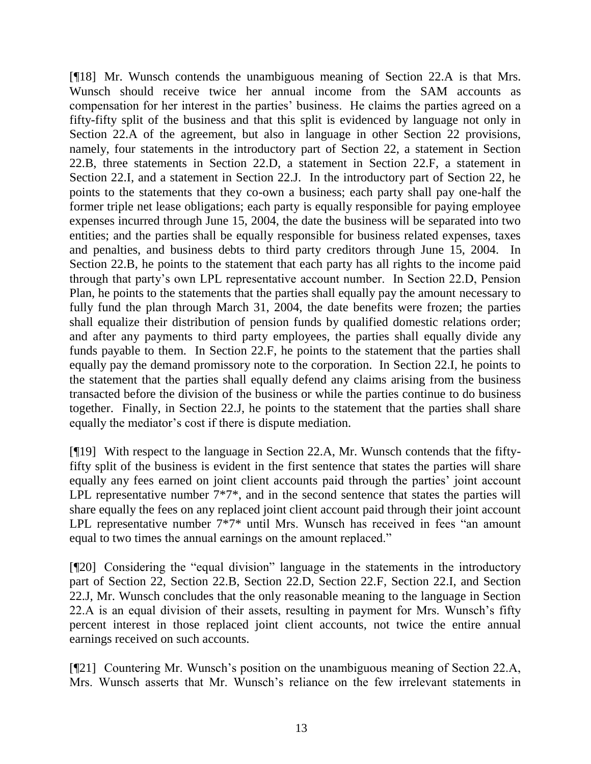[¶18] Mr. Wunsch contends the unambiguous meaning of Section 22.A is that Mrs. Wunsch should receive twice her annual income from the SAM accounts as compensation for her interest in the parties' business. He claims the parties agreed on a fifty-fifty split of the business and that this split is evidenced by language not only in Section 22.A of the agreement, but also in language in other Section 22 provisions, namely, four statements in the introductory part of Section 22, a statement in Section 22.B, three statements in Section 22.D, a statement in Section 22.F, a statement in Section 22.I, and a statement in Section 22.J. In the introductory part of Section 22, he points to the statements that they co-own a business; each party shall pay one-half the former triple net lease obligations; each party is equally responsible for paying employee expenses incurred through June 15, 2004, the date the business will be separated into two entities; and the parties shall be equally responsible for business related expenses, taxes and penalties, and business debts to third party creditors through June 15, 2004. In Section 22.B, he points to the statement that each party has all rights to the income paid through that party's own LPL representative account number. In Section 22.D, Pension Plan, he points to the statements that the parties shall equally pay the amount necessary to fully fund the plan through March 31, 2004, the date benefits were frozen; the parties shall equalize their distribution of pension funds by qualified domestic relations order; and after any payments to third party employees, the parties shall equally divide any funds payable to them. In Section 22.F, he points to the statement that the parties shall equally pay the demand promissory note to the corporation. In Section 22.I, he points to the statement that the parties shall equally defend any claims arising from the business transacted before the division of the business or while the parties continue to do business together. Finally, in Section 22.J, he points to the statement that the parties shall share equally the mediator's cost if there is dispute mediation.

[¶19] With respect to the language in Section 22.A, Mr. Wunsch contends that the fifty-fifty split of the business is evident in the first sentence that states the parties will share equally any fees earned on joint client accounts paid through the parties' joint account LPL representative number 7*7*, and in the second sentence that states the parties will share equally the fees on any replaced joint client account paid through their joint account LPL representative number 7*7* until Mrs. Wunsch has received in fees "an amount equal to two times the annual earnings on the amount replaced."

[¶20] Considering the "equal division" language in the statements in the introductory part of Section 22, Section 22.B, Section 22.D, Section 22.F, Section 22.I, and Section 22.J, Mr. Wunsch concludes that the only reasonable meaning to the language in Section 22.A is an equal division of their assets, resulting in payment for Mrs. Wunsch's fifty percent interest in those replaced joint client accounts, not twice the entire annual earnings received on such accounts.

[¶21] Countering Mr. Wunsch's position on the unambiguous meaning of Section 22.A, Mrs. Wunsch asserts that Mr. Wunsch's reliance on the few irrelevant statements in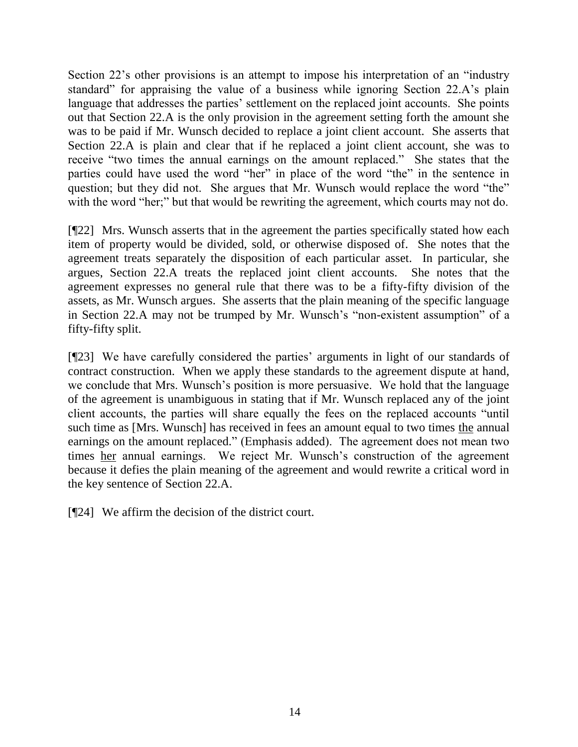Section 22's other provisions is an attempt to impose his interpretation of an "industry standard" for appraising the value of a business while ignoring Section 22.A's plain language that addresses the parties' settlement on the replaced joint accounts. She points out that Section 22.A is the only provision in the agreement setting forth the amount she was to be paid if Mr. Wunsch decided to replace a joint client account. She asserts that Section 22.A is plain and clear that if he replaced a joint client account, she was to receive "two times the annual earnings on the amount replaced." She states that the parties could have used the word "her" in place of the word "the" in the sentence in question; but they did not. She argues that Mr. Wunsch would replace the word "the" with the word "her;" but that would be rewriting the agreement, which courts may not do.

[¶22] Mrs. Wunsch asserts that in the agreement the parties specifically stated how each item of property would be divided, sold, or otherwise disposed of. She notes that the agreement treats separately the disposition of each particular asset. In particular, she argues, Section 22.A treats the replaced joint client accounts. She notes that the agreement expresses no general rule that there was to be a fifty-fifty division of the assets, as Mr. Wunsch argues. She asserts that the plain meaning of the specific language in Section 22.A may not be trumped by Mr. Wunsch's "non-existent assumption" of a fifty-fifty split.

[¶23] We have carefully considered the parties' arguments in light of our standards of contract construction. When we apply these standards to the agreement dispute at hand, we conclude that Mrs. Wunsch's position is more persuasive. We hold that the language of the agreement is unambiguous in stating that if Mr. Wunsch replaced any of the joint client accounts, the parties will share equally the fees on the replaced accounts "until such time as [Mrs. Wunsch] has received in fees an amount equal to two times <u>the</u> annual earnings on the amount replaced." (Emphasis added). The agreement does not mean two times <u>her</u> annual earnings. We reject Mr. Wunsch's construction of the agreement because it defies the plain meaning of the agreement and would rewrite a critical word in the key sentence of Section 22.A.

[¶24] We affirm the decision of the district court.